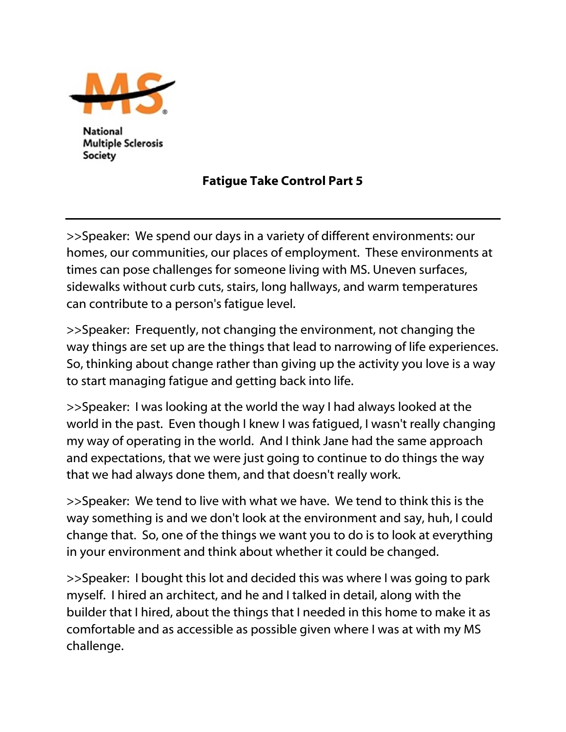National Multiple Sclerosis Society

# Fatigue Take Control Part 5

---

>>Speaker: We spend our days in a variety of different environments: our homes, our communities, our places of employment. These environments at times can pose challenges for someone living with MS. Uneven surfaces, sidewalks without curb cuts, stairs, long hallways, and warm temperatures can contribute to a person's fatigue level.

>>Speaker: Frequently, not changing the environment, not changing the way things are set up are the things that lead to narrowing of life experiences. So, thinking about change rather than giving up the activity you love is a way to start managing fatigue and getting back into life.

>>Speaker: I was looking at the world the way I had always looked at the world in the past. Even though I knew I was fatigued, I wasn't really changing my way of operating in the world. And I think Jane had the same approach and expectations, that we were just going to continue to do things the way that we had always done them, and that doesn't really work.

>>Speaker: We tend to live with what we have. We tend to think this is the way something is and we don't look at the environment and say, huh, I could change that. So, one of the things we want you to do is to look at everything in your environment and think about whether it could be changed.

>>Speaker: I bought this lot and decided this was where I was going to park myself. I hired an architect, and he and I talked in detail, along with the builder that I hired, about the things that I needed in this home to make it as comfortable and as accessible as possible given where I was at with my MS challenge.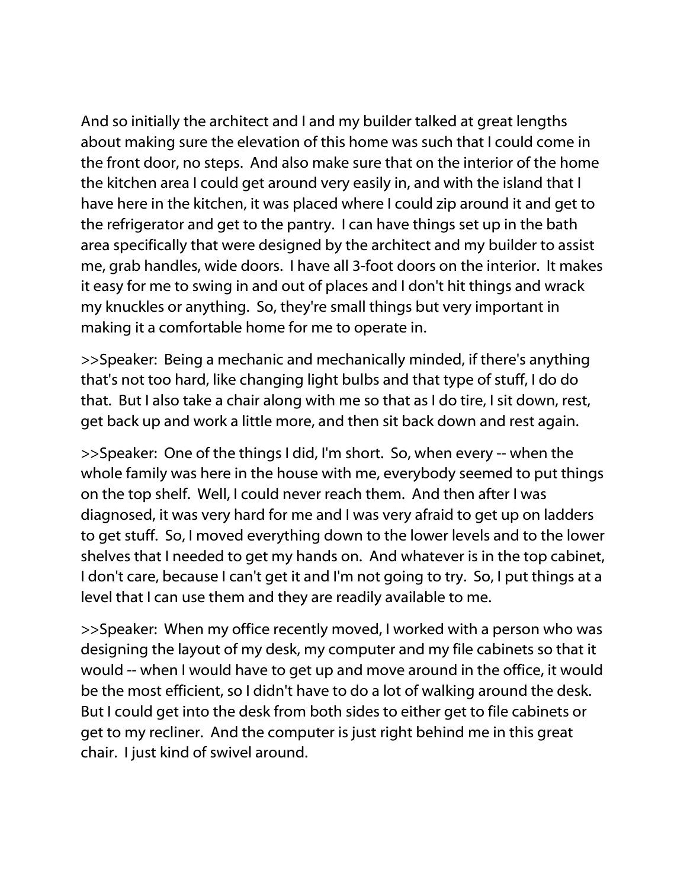And so initially the architect and I and my builder talked at great lengths about making sure the elevation of this home was such that I could come in the front door, no steps. And also make sure that on the interior of the home the kitchen area I could get around very easily in, and with the island that I have here in the kitchen, it was placed where I could zip around it and get to the refrigerator and get to the pantry. I can have things set up in the bath area specifically that were designed by the architect and my builder to assist me, grab handles, wide doors. I have all 3-foot doors on the interior. It makes it easy for me to swing in and out of places and I don't hit things and wrack my knuckles or anything. So, they're small things but very important in making it a comfortable home for me to operate in.

>>Speaker: Being a mechanic and mechanically minded, if there's anything that's not too hard, like changing light bulbs and that type of stuff, I do do that. But I also take a chair along with me so that as I do tire, I sit down, rest, get back up and work a little more, and then sit back down and rest again.

>>Speaker: One of the things I did, I'm short. So, when every -- when the whole family was here in the house with me, everybody seemed to put things on the top shelf. Well, I could never reach them. And then after I was diagnosed, it was very hard for me and I was very afraid to get up on ladders to get stuff. So, I moved everything down to the lower levels and to the lower shelves that I needed to get my hands on. And whatever is in the top cabinet, I don't care, because I can't get it and I'm not going to try. So, I put things at a level that I can use them and they are readily available to me.

>>Speaker: When my office recently moved, I worked with a person who was designing the layout of my desk, my computer and my file cabinets so that it would -- when I would have to get up and move around in the office, it would be the most efficient, so I didn't have to do a lot of walking around the desk. But I could get into the desk from both sides to either get to file cabinets or get to my recliner. And the computer is just right behind me in this great chair. I just kind of swivel around.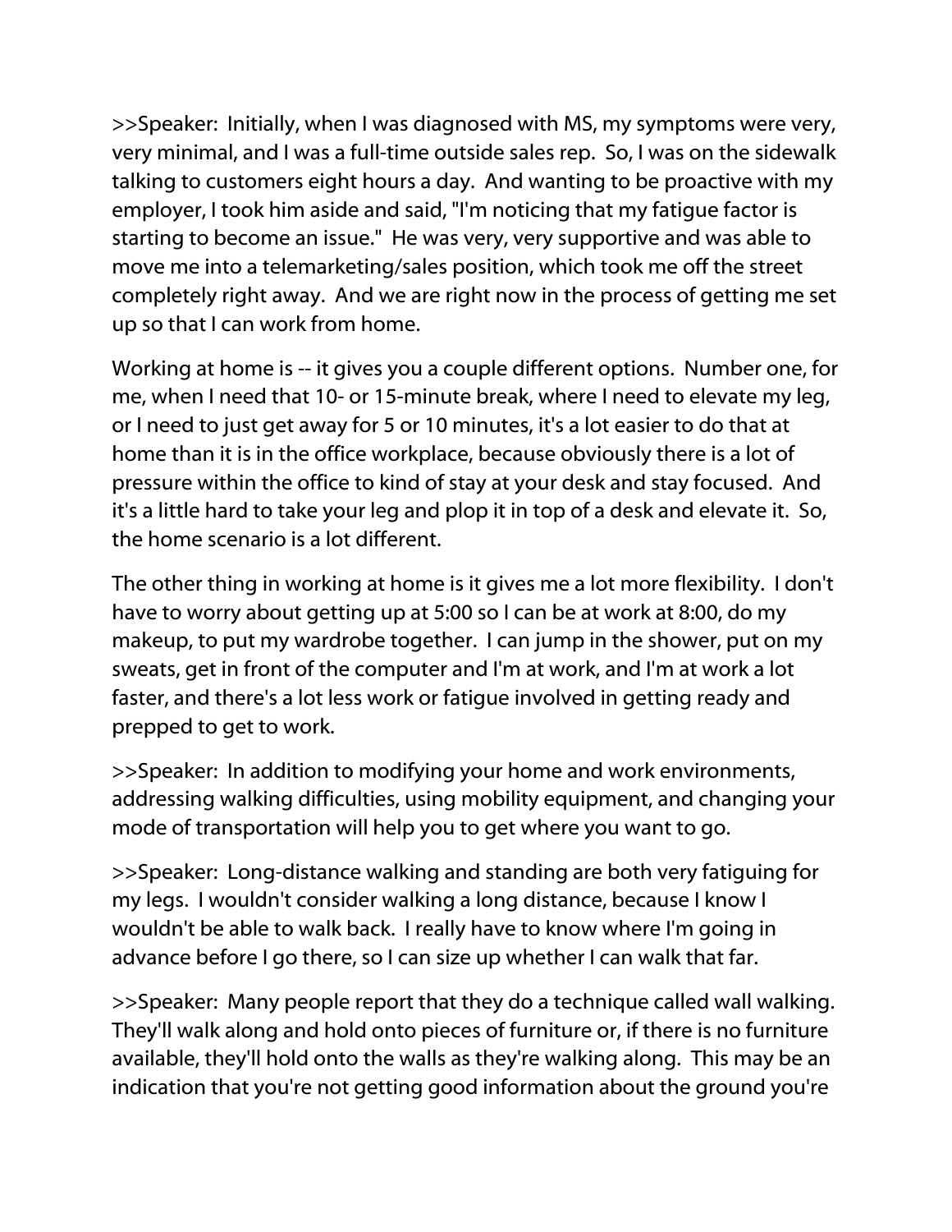>>Speaker: Initially, when I was diagnosed with MS, my symptoms were very, very minimal, and I was a full-time outside sales rep. So, I was on the sidewalk talking to customers eight hours a day. And wanting to be proactive with my employer, I took him aside and said, "I'm noticing that my fatigue factor is starting to become an issue." He was very, very supportive and was able to move me into a telemarketing/sales position, which took me off the street completely right away. And we are right now in the process of getting me set up so that I can work from home.

Working at home is -- it gives you a couple different options. Number one, for me, when I need that 10- or 15-minute break, where I need to elevate my leg, or I need to just get away for 5 or 10 minutes, it's a lot easier to do that at home than it is in the office workplace, because obviously there is a lot of pressure within the office to kind of stay at your desk and stay focused. And it's a little hard to take your leg and plop it in top of a desk and elevate it. So, the home scenario is a lot different.

The other thing in working at home is it gives me a lot more flexibility. I don't have to worry about getting up at 5:00 so I can be at work at 8:00, do my makeup, to put my wardrobe together. I can jump in the shower, put on my sweats, get in front of the computer and I'm at work, and I'm at work a lot faster, and there's a lot less work or fatigue involved in getting ready and prepped to get to work.

>>Speaker: In addition to modifying your home and work environments, addressing walking difficulties, using mobility equipment, and changing your mode of transportation will help you to get where you want to go.

>>Speaker: Long-distance walking and standing are both very fatiguing for my legs. I wouldn't consider walking a long distance, because I know I wouldn't be able to walk back. I really have to know where I'm going in advance before I go there, so I can size up whether I can walk that far.

>>Speaker: Many people report that they do a technique called wall walking. They'll walk along and hold onto pieces of furniture or, if there is no furniture available, they'll hold onto the walls as they're walking along. This may be an indication that you're not getting good information about the ground you're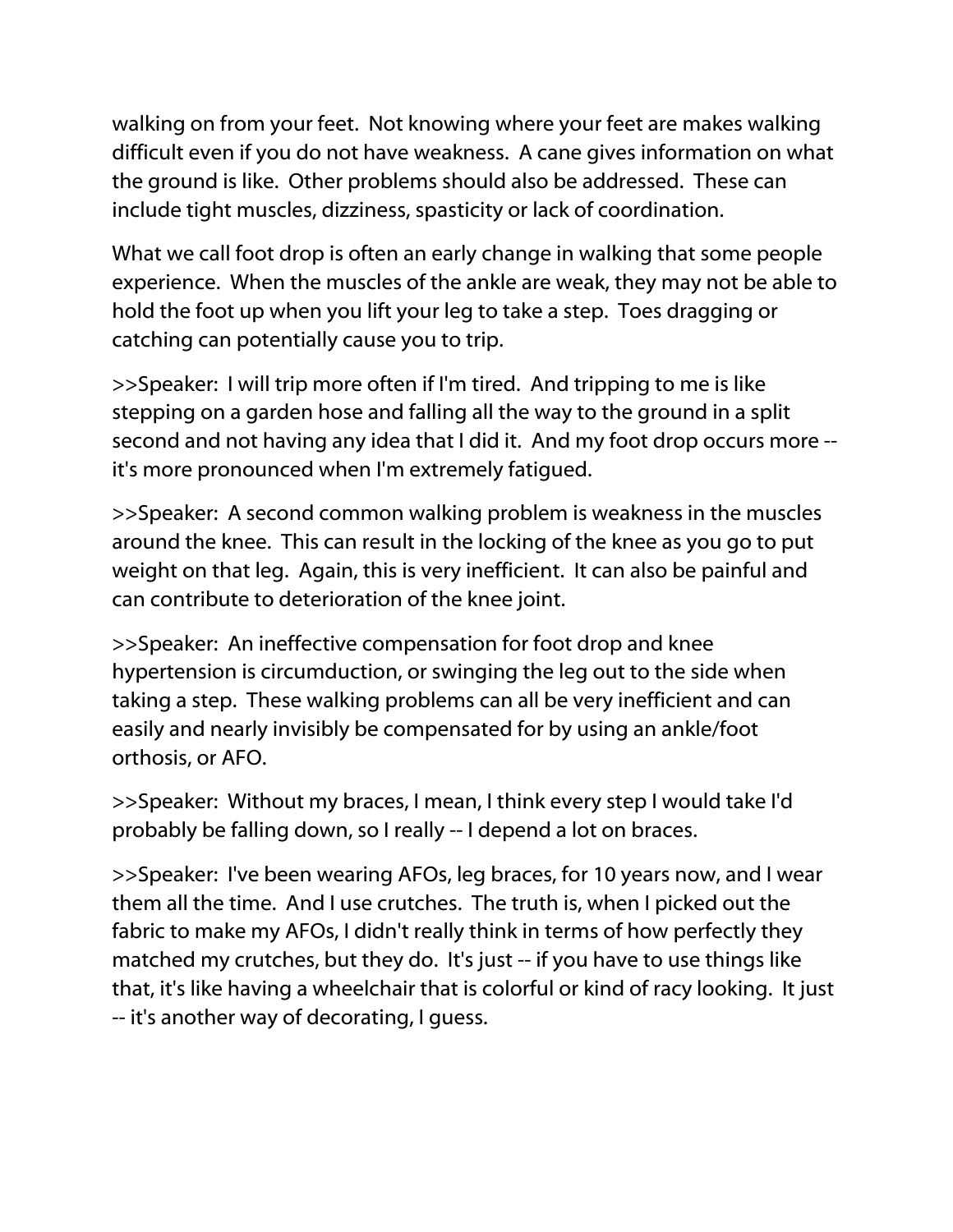walking on from your feet. Not knowing where your feet are makes walking difficult even if you do not have weakness. A cane gives information on what the ground is like. Other problems should also be addressed. These can include tight muscles, dizziness, spasticity or lack of coordination.

What we call foot drop is often an early change in walking that some people experience. When the muscles of the ankle are weak, they may not be able to hold the foot up when you lift your leg to take a step. Toes dragging or catching can potentially cause you to trip.

>>Speaker: I will trip more often if I'm tired. And tripping to me is like stepping on a garden hose and falling all the way to the ground in a split second and not having any idea that I did it. And my foot drop occurs more -- it's more pronounced when I'm extremely fatigued.

>>Speaker: A second common walking problem is weakness in the muscles around the knee. This can result in the locking of the knee as you go to put weight on that leg. Again, this is very inefficient. It can also be painful and can contribute to deterioration of the knee joint.

>>Speaker: An ineffective compensation for foot drop and knee hypertension is circumduction, or swinging the leg out to the side when taking a step. These walking problems can all be very inefficient and can easily and nearly invisibly be compensated for by using an ankle/foot orthosis, or AFO.

>>Speaker: Without my braces, I mean, I think every step I would take I'd probably be falling down, so I really -- I depend a lot on braces.

>>Speaker: I've been wearing AFOs, leg braces, for 10 years now, and I wear them all the time. And I use crutches. The truth is, when I picked out the fabric to make my AFOs, I didn't really think in terms of how perfectly they matched my crutches, but they do. It's just -- if you have to use things like that, it's like having a wheelchair that is colorful or kind of racy looking. It just -- it's another way of decorating, I guess.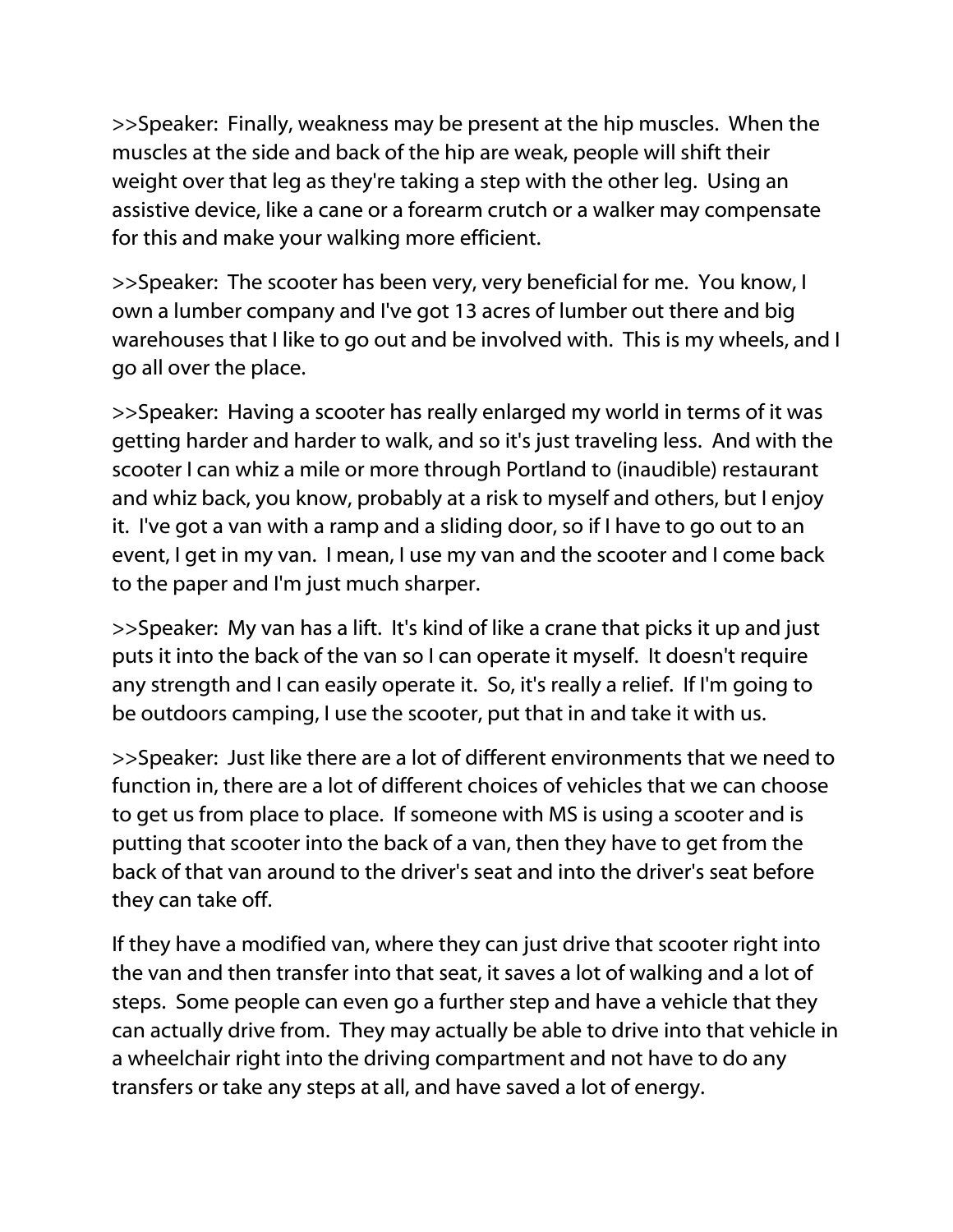>>Speaker:  Finally, weakness may be present at the hip muscles.  When the muscles at the side and back of the hip are weak, people will shift their weight over that leg as they're taking a step with the other leg.  Using an assistive device, like a cane or a forearm crutch or a walker may compensate for this and make your walking more efficient.

>>Speaker:  The scooter has been very, very beneficial for me.  You know, I own a lumber company and I've got 13 acres of lumber out there and big warehouses that I like to go out and be involved with.  This is my wheels, and I go all over the place.

>>Speaker:  Having a scooter has really enlarged my world in terms of it was getting harder and harder to walk, and so it's just traveling less.  And with the scooter I can whiz a mile or more through Portland to (inaudible) restaurant and whiz back, you know, probably at a risk to myself and others, but I enjoy it.  I've got a van with a ramp and a sliding door, so if I have to go out to an event, I get in my van.  I mean, I use my van and the scooter and I come back to the paper and I'm just much sharper.

>>Speaker:  My van has a lift.  It's kind of like a crane that picks it up and just puts it into the back of the van so I can operate it myself.  It doesn't require any strength and I can easily operate it.  So, it's really a relief.  If I'm going to be outdoors camping, I use the scooter, put that in and take it with us.

>>Speaker:  Just like there are a lot of different environments that we need to function in, there are a lot of different choices of vehicles that we can choose to get us from place to place.  If someone with MS is using a scooter and is putting that scooter into the back of a van, then they have to get from the back of that van around to the driver's seat and into the driver's seat before they can take off.

If they have a modified van, where they can just drive that scooter right into the van and then transfer into that seat, it saves a lot of walking and a lot of steps.  Some people can even go a further step and have a vehicle that they can actually drive from.  They may actually be able to drive into that vehicle in a wheelchair right into the driving compartment and not have to do any transfers or take any steps at all, and have saved a lot of energy.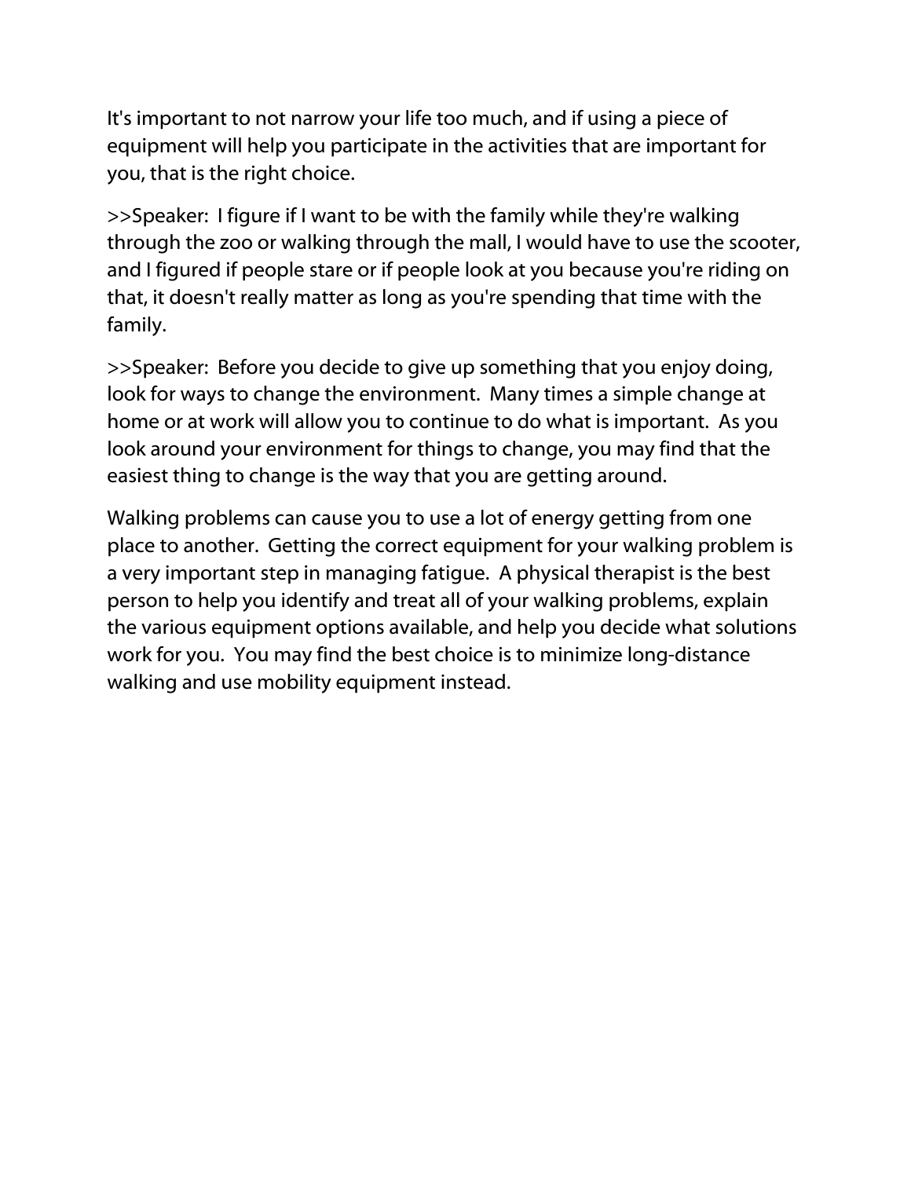It's important to not narrow your life too much, and if using a piece of equipment will help you participate in the activities that are important for you, that is the right choice.

>>Speaker: I figure if I want to be with the family while they're walking through the zoo or walking through the mall, I would have to use the scooter, and I figured if people stare or if people look at you because you're riding on that, it doesn't really matter as long as you're spending that time with the family.

>>Speaker: Before you decide to give up something that you enjoy doing, look for ways to change the environment. Many times a simple change at home or at work will allow you to continue to do what is important. As you look around your environment for things to change, you may find that the easiest thing to change is the way that you are getting around.

Walking problems can cause you to use a lot of energy getting from one place to another. Getting the correct equipment for your walking problem is a very important step in managing fatigue. A physical therapist is the best person to help you identify and treat all of your walking problems, explain the various equipment options available, and help you decide what solutions work for you. You may find the best choice is to minimize long-distance walking and use mobility equipment instead.